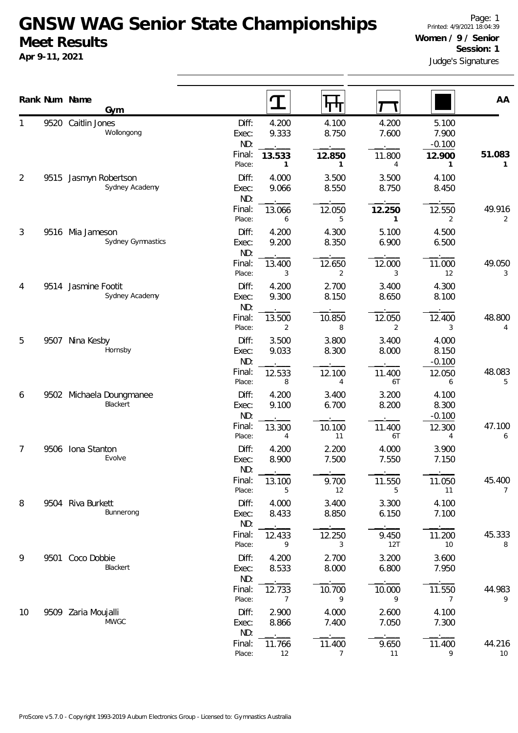# GNSW WAG Senior State Championships

## Meet Results

**Apr 9-11, 2021**

Page: 1
Printed: 4/9/2021 18:04:39

**Women / 9 / Senior**
**Session: 1**

Judge's Signatures

| Rank | Num | Name / Gym | | Vault | Bars | Beam | Floor | AA |
|---|---|---|---|---|---|---|---|---|
| 1 | 9520 | Caitlin Jones<br>Wollongong | Diff: | 4.200 | 4.100 | 4.200 | 5.100 | |
| | | | Exec: | 9.333 | 8.750 | 7.600 | 7.900 | |
| | | | ND: | . | . | . | -0.100 | |
| | | | Final: | **13.533** | **12.850** | 11.800 | **12.900** | **51.083** |
| | | | Place: | **1** | **1** | 4 | **1** | **1** |
| 2 | 9515 | Jasmyn Robertson<br>Sydney Academy | Diff: | 4.000 | 3.500 | 3.500 | 4.100 | |
| | | | Exec: | 9.066 | 8.550 | 8.750 | 8.450 | |
| | | | ND: | . | . | . | . | |
| | | | Final: | 13.066 | 12.050 | **12.250** | 12.550 | 49.916 |
| | | | Place: | 6 | 5 | **1** | 2 | 2 |
| 3 | 9516 | Mia Jameson<br>Sydney Gymnastics | Diff: | 4.200 | 4.300 | 5.100 | 4.500 | |
| | | | Exec: | 9.200 | 8.350 | 6.900 | 6.500 | |
| | | | ND: | . | . | . | . | |
| | | | Final: | 13.400 | 12.650 | 12.000 | 11.000 | 49.050 |
| | | | Place: | 3 | 2 | 3 | 12 | 3 |
| 4 | 9514 | Jasmine Footit<br>Sydney Academy | Diff: | 4.200 | 2.700 | 3.400 | 4.300 | |
| | | | Exec: | 9.300 | 8.150 | 8.650 | 8.100 | |
| | | | ND: | . | . | . | . | |
| | | | Final: | 13.500 | 10.850 | 12.050 | 12.400 | 48.800 |
| | | | Place: | 2 | 8 | 2 | 3 | 4 |
| 5 | 9507 | Nina Kesby<br>Hornsby | Diff: | 3.500 | 3.800 | 3.400 | 4.000 | |
| | | | Exec: | 9.033 | 8.300 | 8.000 | 8.150 | |
| | | | ND: | . | . | . | -0.100 | |
| | | | Final: | 12.533 | 12.100 | 11.400 | 12.050 | 48.083 |
| | | | Place: | 8 | 4 | 6T | 6 | 5 |
| 6 | 9502 | Michaela Doungmanee<br>Blackert | Diff: | 4.200 | 3.400 | 3.200 | 4.100 | |
| | | | Exec: | 9.100 | 6.700 | 8.200 | 8.300 | |
| | | | ND: | . | . | . | -0.100 | |
| | | | Final: | 13.300 | 10.100 | 11.400 | 12.300 | 47.100 |
| | | | Place: | 4 | 11 | 6T | 4 | 6 |
| 7 | 9506 | Iona Stanton<br>Evolve | Diff: | 4.200 | 2.200 | 4.000 | 3.900 | |
| | | | Exec: | 8.900 | 7.500 | 7.550 | 7.150 | |
| | | | ND: | . | . | . | . | |
| | | | Final: | 13.100 | 9.700 | 11.550 | 11.050 | 45.400 |
| | | | Place: | 5 | 12 | 5 | 11 | 7 |
| 8 | 9504 | Riva Burkett<br>Bunnerong | Diff: | 4.000 | 3.400 | 3.300 | 4.100 | |
| | | | Exec: | 8.433 | 8.850 | 6.150 | 7.100 | |
| | | | ND: | . | . | . | . | |
| | | | Final: | 12.433 | 12.250 | 9.450 | 11.200 | 45.333 |
| | | | Place: | 9 | 3 | 12T | 10 | 8 |
| 9 | 9501 | Coco Dobbie<br>Blackert | Diff: | 4.200 | 2.700 | 3.200 | 3.600 | |
| | | | Exec: | 8.533 | 8.000 | 6.800 | 7.950 | |
| | | | ND: | . | . | . | . | |
| | | | Final: | 12.733 | 10.700 | 10.000 | 11.550 | 44.983 |
| | | | Place: | 7 | 9 | 9 | 7 | 9 |
| 10 | 9509 | Zaria Moujalli<br>MWGC | Diff: | 2.900 | 4.000 | 2.600 | 4.100 | |
| | | | Exec: | 8.866 | 7.400 | 7.050 | 7.300 | |
| | | | ND: | . | . | . | . | |
| | | | Final: | 11.766 | 11.400 | 9.650 | 11.400 | 44.216 |
| | | | Place: | 12 | 7 | 11 | 9 | 10 |

ProScore v5.7.0 - Copyright 1993-2019 Auburn Electronics Group - Licensed to: Gymnastics Australia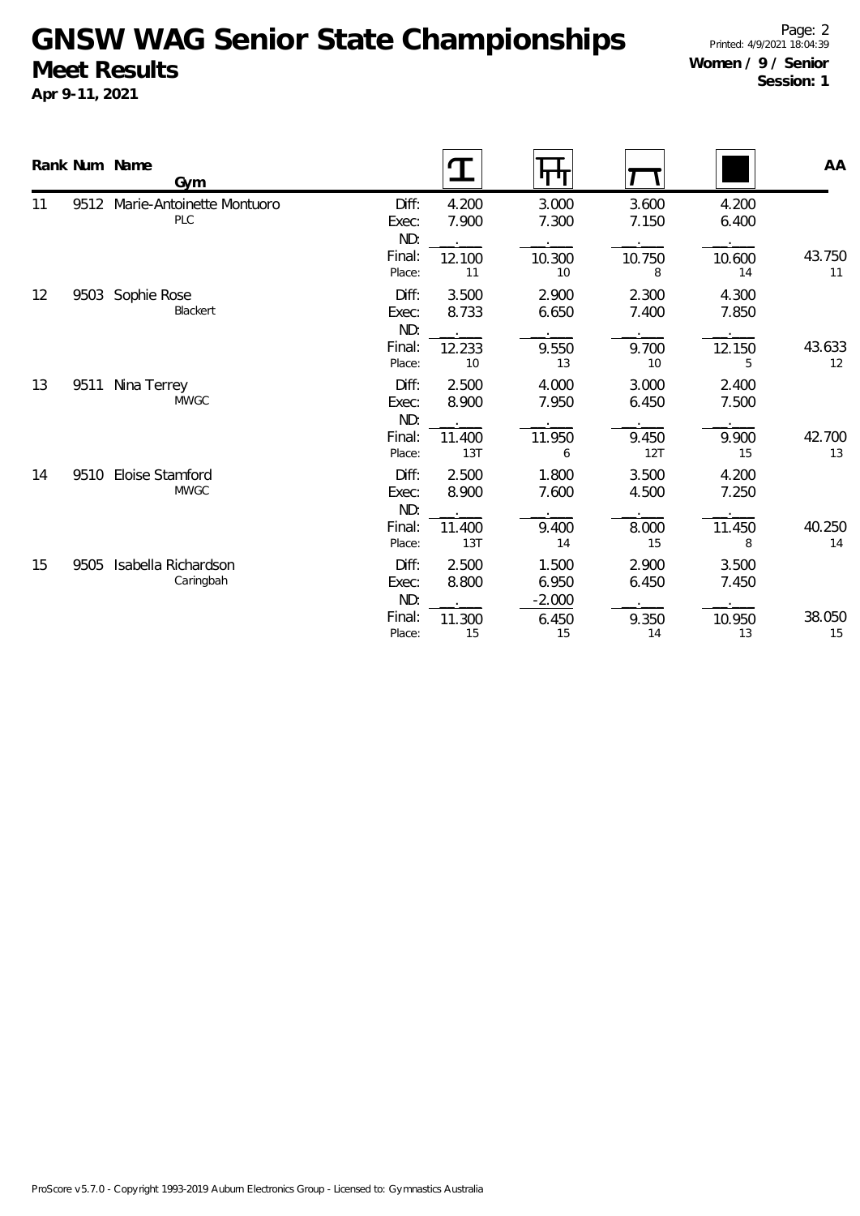# GNSW WAG Senior State Championships

## Meet Results

**Apr 9-11, 2021**

**Women / 9 / Senior**
**Session: 1**

| Rank | Num | Name / Gym | | Vault | Bars | Beam | Floor | AA |
|---|---|---|---|---|---|---|---|---|
| 11 | 9512 | Marie-Antoinette Montuoro<br>PLC | Diff: | 4.200 | 3.000 | 3.600 | 4.200 | |
| | | | Exec: | 7.900 | 7.300 | 7.150 | 6.400 | |
| | | | ND: | . | . | . | . | |
| | | | Final: | 12.100 | 10.300 | 10.750 | 10.600 | 43.750 |
| | | | Place: | 11 | 10 | 8 | 14 | 11 |
| 12 | 9503 | Sophie Rose<br>Blackert | Diff: | 3.500 | 2.900 | 2.300 | 4.300 | |
| | | | Exec: | 8.733 | 6.650 | 7.400 | 7.850 | |
| | | | ND: | . | . | . | . | |
| | | | Final: | 12.233 | 9.550 | 9.700 | 12.150 | 43.633 |
| | | | Place: | 10 | 13 | 10 | 5 | 12 |
| 13 | 9511 | Nina Terrey<br>MWGC | Diff: | 2.500 | 4.000 | 3.000 | 2.400 | |
| | | | Exec: | 8.900 | 7.950 | 6.450 | 7.500 | |
| | | | ND: | . | . | . | . | |
| | | | Final: | 11.400 | 11.950 | 9.450 | 9.900 | 42.700 |
| | | | Place: | 13T | 6 | 12T | 15 | 13 |
| 14 | 9510 | Eloise Stamford<br>MWGC | Diff: | 2.500 | 1.800 | 3.500 | 4.200 | |
| | | | Exec: | 8.900 | 7.600 | 4.500 | 7.250 | |
| | | | ND: | . | . | . | . | |
| | | | Final: | 11.400 | 9.400 | 8.000 | 11.450 | 40.250 |
| | | | Place: | 13T | 14 | 15 | 8 | 14 |
| 15 | 9505 | Isabella Richardson<br>Caringbah | Diff: | 2.500 | 1.500 | 2.900 | 3.500 | |
| | | | Exec: | 8.800 | 6.950 | 6.450 | 7.450 | |
| | | | ND: | . | -2.000 | . | . | |
| | | | Final: | 11.300 | 6.450 | 9.350 | 10.950 | 38.050 |
| | | | Place: | 15 | 15 | 14 | 13 | 15 |

ProScore v5.7.0 - Copyright 1993-2019 Auburn Electronics Group - Licensed to: Gymnastics Australia